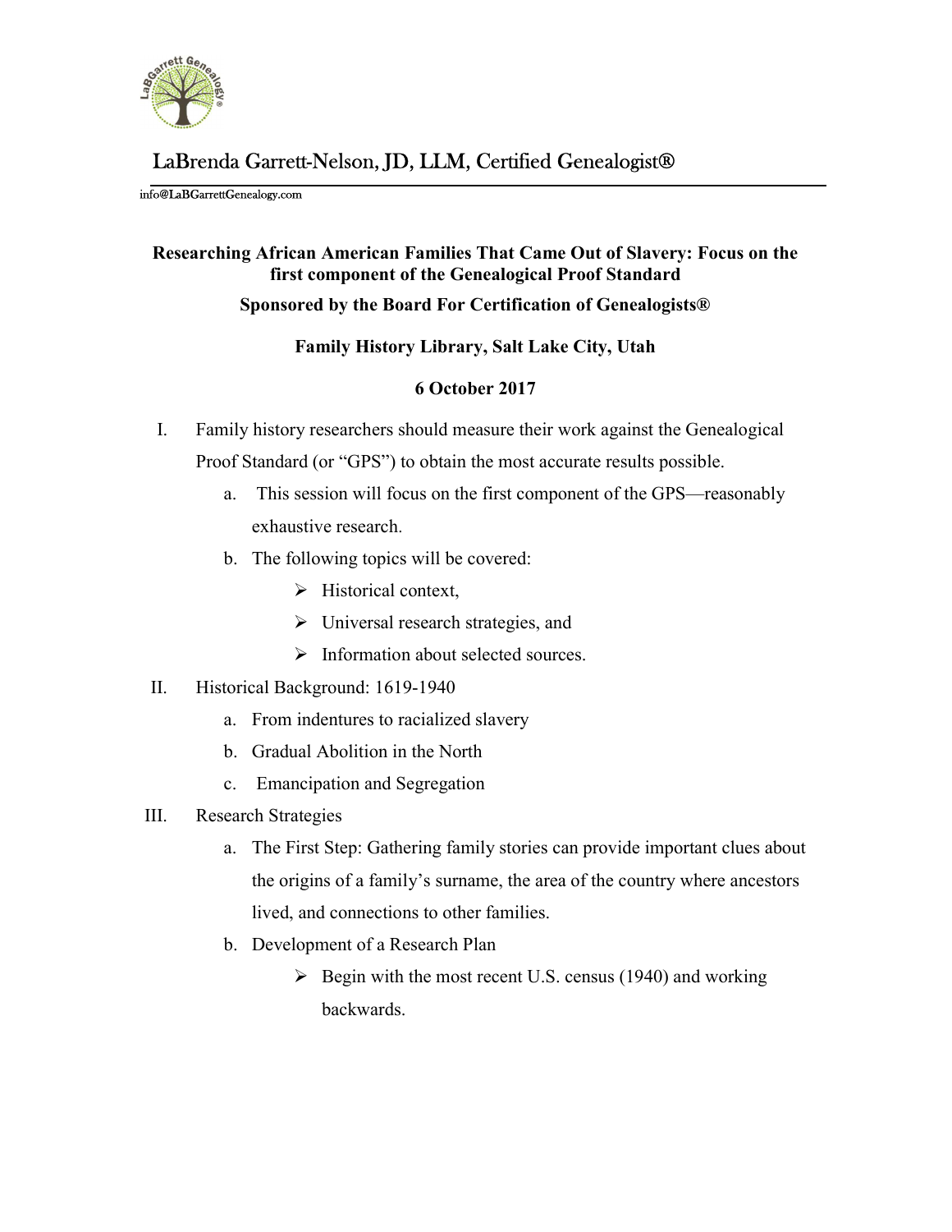LaBrenda Garrett-Nelson, JD, LLM, Certified Genealogist®

info@LaBGarrettGenealogy.com

**Researching African American Families That Came Out of Slavery: Focus on the first component of the Genealogical Proof Standard**

**Sponsored by the Board For Certification of Genealogists®**

**Family History Library, Salt Lake City, Utah**

**6 October 2017**

I. Family history researchers should measure their work against the Genealogical Proof Standard (or "GPS") to obtain the most accurate results possible.
   a. This session will focus on the first component of the GPS—reasonably exhaustive research.
   b. The following topics will be covered:
      - Historical context,
      - Universal research strategies, and
      - Information about selected sources.

II. Historical Background: 1619-1940
   a. From indentures to racialized slavery
   b. Gradual Abolition in the North
   c. Emancipation and Segregation

III. Research Strategies
   a. The First Step: Gathering family stories can provide important clues about the origins of a family's surname, the area of the country where ancestors lived, and connections to other families.
   b. Development of a Research Plan
      - Begin with the most recent U.S. census (1940) and working backwards.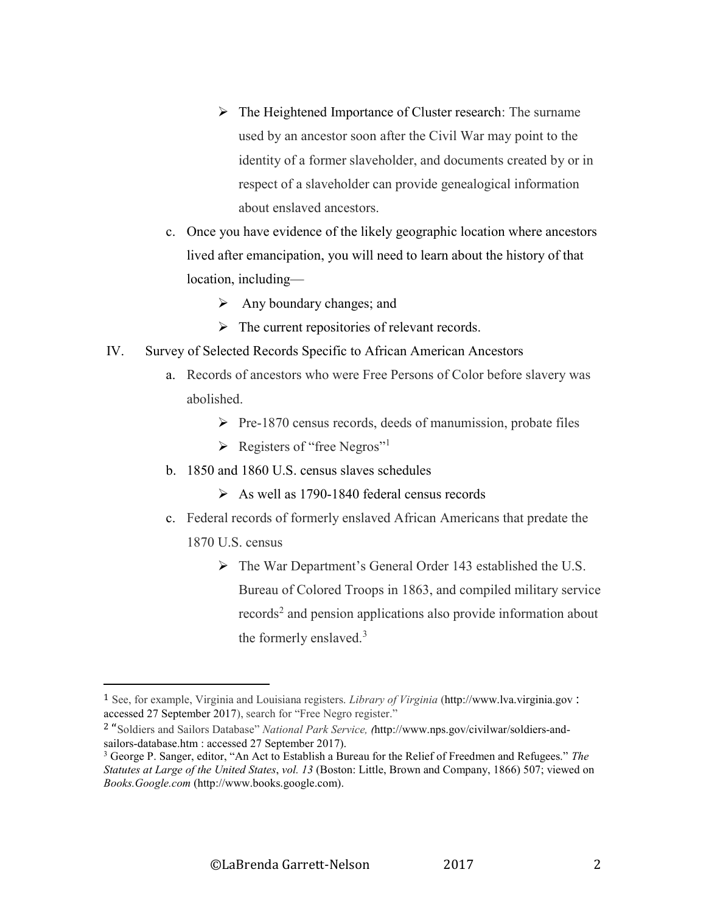- The Heightened Importance of Cluster research: The surname used by an ancestor soon after the Civil War may point to the identity of a former slaveholder, and documents created by or in respect of a slaveholder can provide genealogical information about enslaved ancestors.

c. Once you have evidence of the likely geographic location where ancestors lived after emancipation, you will need to learn about the history of that location, including—
   - Any boundary changes; and
   - The current repositories of relevant records.

IV. Survey of Selected Records Specific to African American Ancestors

a. Records of ancestors who were Free Persons of Color before slavery was abolished.
   - Pre-1870 census records, deeds of manumission, probate files
   - Registers of "free Negros"[1]

b. 1850 and 1860 U.S. census slaves schedules
   - As well as 1790-1840 federal census records

c. Federal records of formerly enslaved African Americans that predate the 1870 U.S. census
   - The War Department's General Order 143 established the U.S. Bureau of Colored Troops in 1863, and compiled military service records[2] and pension applications also provide information about the formerly enslaved.[3]

---

[1] See, for example, Virginia and Louisiana registers. *Library of Virginia* (http://www.lva.virginia.gov : accessed 27 September 2017), search for "Free Negro register."

[2] "Soldiers and Sailors Database" *National Park Service, (*http://www.nps.gov/civilwar/soldiers-and-sailors-database.htm : accessed 27 September 2017).

[3] George P. Sanger, editor, "An Act to Establish a Bureau for the Relief of Freedmen and Refugees." *The Statutes at Large of the United States*, *vol. 13* (Boston: Little, Brown and Company, 1866) 507; viewed on *Books.Google.com* (http://www.books.google.com).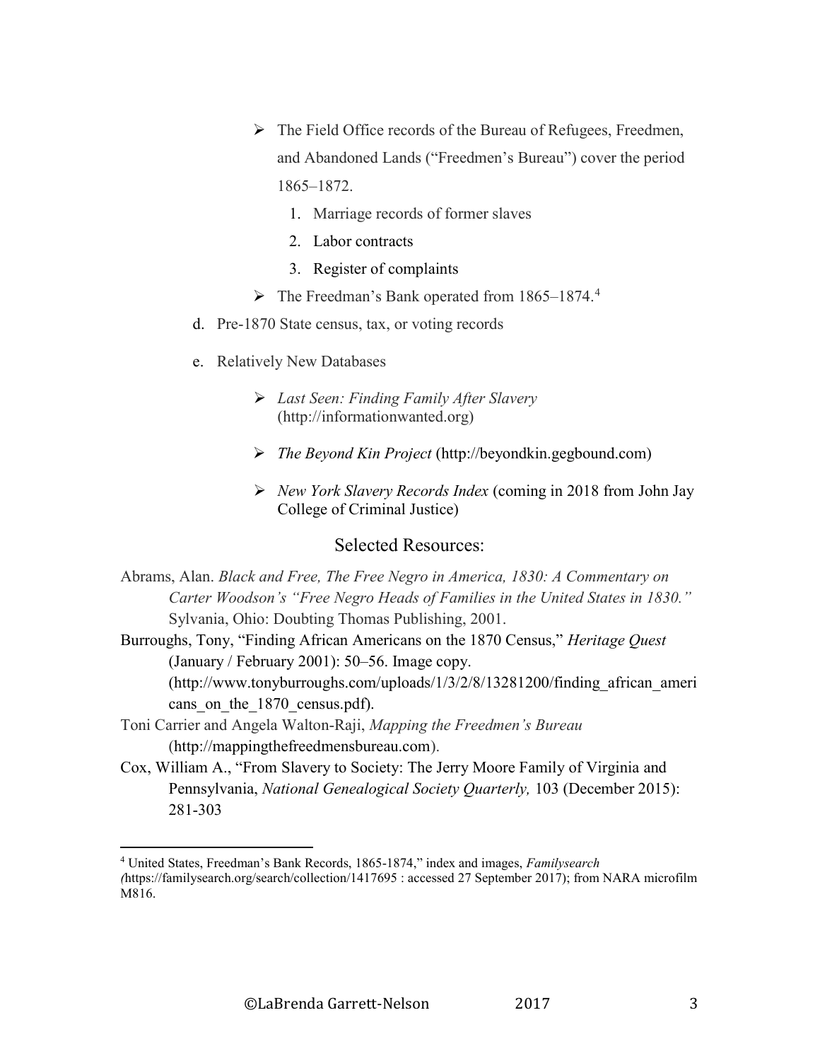- The Field Office records of the Bureau of Refugees, Freedmen, and Abandoned Lands ("Freedmen's Bureau") cover the period 1865–1872.
    1. Marriage records of former slaves
    2. Labor contracts
    3. Register of complaints
- The Freedman's Bank operated from 1865–1874.[4]

d. Pre-1870 State census, tax, or voting records

e. Relatively New Databases

- *Last Seen: Finding Family After Slavery* (http://informationwanted.org)
- *The Beyond Kin Project* (http://beyondkin.gegbound.com)
- *New York Slavery Records Index* (coming in 2018 from John Jay College of Criminal Justice)

## Selected Resources:

Abrams, Alan. *Black and Free, The Free Negro in America, 1830: A Commentary on Carter Woodson's "Free Negro Heads of Families in the United States in 1830."* Sylvania, Ohio: Doubting Thomas Publishing, 2001.

Burroughs, Tony, "Finding African Americans on the 1870 Census," *Heritage Quest* (January / February 2001): 50–56. Image copy. (http://www.tonyburroughs.com/uploads/1/3/2/8/13281200/finding_african_americans_on_the_1870_census.pdf).

Toni Carrier and Angela Walton-Raji, *Mapping the Freedmen's Bureau* (http://mappingthefreedmensbureau.com).

Cox, William A., "From Slavery to Society: The Jerry Moore Family of Virginia and Pennsylvania, *National Genealogical Society Quarterly,* 103 (December 2015): 281-303

---

[4] United States, Freedman's Bank Records, 1865-1874," index and images, *Familysearch* (https://familysearch.org/search/collection/1417695 : accessed 27 September 2017); from NARA microfilm M816.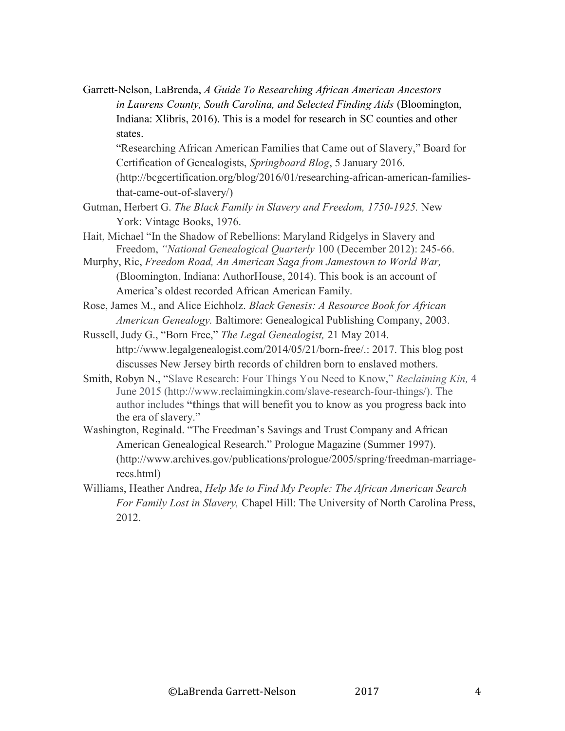Garrett-Nelson, LaBrenda, *A Guide To Researching African American Ancestors in Laurens County, South Carolina, and Selected Finding Aids* (Bloomington, Indiana: Xlibris, 2016). This is a model for research in SC counties and other states.

"Researching African American Families that Came out of Slavery," Board for Certification of Genealogists, *Springboard Blog*, 5 January 2016. (http://bcgcertification.org/blog/2016/01/researching-african-american-families-that-came-out-of-slavery/)

Gutman, Herbert G. *The Black Family in Slavery and Freedom, 1750-1925.* New York: Vintage Books, 1976.

Hait, Michael "In the Shadow of Rebellions: Maryland Ridgelys in Slavery and Freedom, *"National Genealogical Quarterly* 100 (December 2012): 245-66.

Murphy, Ric, *Freedom Road, An American Saga from Jamestown to World War,* (Bloomington, Indiana: AuthorHouse, 2014). This book is an account of America's oldest recorded African American Family.

Rose, James M., and Alice Eichholz. *Black Genesis: A Resource Book for African American Genealogy.* Baltimore: Genealogical Publishing Company, 2003.

Russell, Judy G., "Born Free," *The Legal Genealogist,* 21 May 2014. http://www.legalgenealogist.com/2014/05/21/born-free/.: 2017. This blog post discusses New Jersey birth records of children born to enslaved mothers.

Smith, Robyn N., "Slave Research: Four Things You Need to Know," *Reclaiming Kin,* 4 June 2015 (http://www.reclaimingkin.com/slave-research-four-things/). The author includes **"t**hings that will benefit you to know as you progress back into the era of slavery."

Washington, Reginald. "The Freedman's Savings and Trust Company and African American Genealogical Research." Prologue Magazine (Summer 1997). (http://www.archives.gov/publications/prologue/2005/spring/freedman-marriage-recs.html)

Williams, Heather Andrea, *Help Me to Find My People: The African American Search For Family Lost in Slavery,* Chapel Hill: The University of North Carolina Press, 2012.